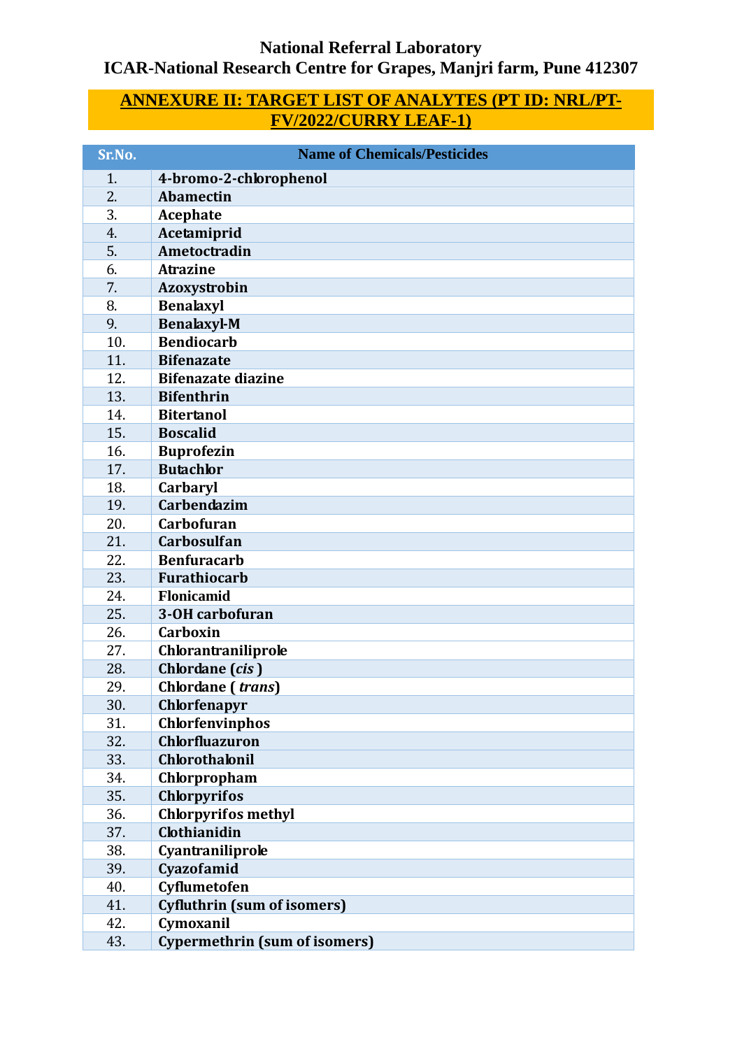**National Referral Laboratory**
**ICAR-National Research Centre for Grapes, Manjri farm, Pune 412307**

## ANNEXURE II: TARGET LIST OF ANALYTES (PT ID: NRL/PT-FV/2022/CURRY LEAF-1)

| Sr.No. | Name of Chemicals/Pesticides |
|---|---|
| 1. | **4-bromo-2-chlorophenol** |
| 2. | **Abamectin** |
| 3. | **Acephate** |
| 4. | **Acetamiprid** |
| 5. | **Ametoctradin** |
| 6. | **Atrazine** |
| 7. | **Azoxystrobin** |
| 8. | **Benalaxyl** |
| 9. | **Benalaxyl-M** |
| 10. | **Bendiocarb** |
| 11. | **Bifenazate** |
| 12. | **Bifenazate diazine** |
| 13. | **Bifenthrin** |
| 14. | **Bitertanol** |
| 15. | **Boscalid** |
| 16. | **Buprofezin** |
| 17. | **Butachlor** |
| 18. | **Carbaryl** |
| 19. | **Carbendazim** |
| 20. | **Carbofuran** |
| 21. | **Carbosulfan** |
| 22. | **Benfuracarb** |
| 23. | **Furathiocarb** |
| 24. | **Flonicamid** |
| 25. | **3-OH carbofuran** |
| 26. | **Carboxin** |
| 27. | **Chlorantraniliprole** |
| 28. | **Chlordane (*cis* )** |
| 29. | **Chlordane ( *trans*)** |
| 30. | **Chlorfenapyr** |
| 31. | **Chlorfenvinphos** |
| 32. | **Chlorfluazuron** |
| 33. | **Chlorothalonil** |
| 34. | **Chlorpropham** |
| 35. | **Chlorpyrifos** |
| 36. | **Chlorpyrifos methyl** |
| 37. | **Clothianidin** |
| 38. | **Cyantraniliprole** |
| 39. | **Cyazofamid** |
| 40. | **Cyflumetofen** |
| 41. | **Cyfluthrin (sum of isomers)** |
| 42. | **Cymoxanil** |
| 43. | **Cypermethrin (sum of isomers)** |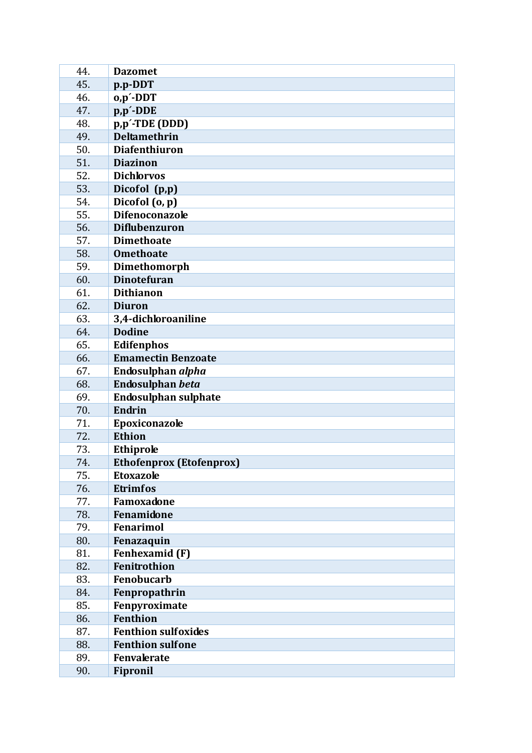| | |
|---|---|
| 44. | **Dazomet** |
| 45. | **p.p-DDT** |
| 46. | **o,p´-DDT** |
| 47. | **p,p´-DDE** |
| 48. | **p,p´-TDE (DDD)** |
| 49. | **Deltamethrin** |
| 50. | **Diafenthiuron** |
| 51. | **Diazinon** |
| 52. | **Dichlorvos** |
| 53. | **Dicofol (p,p)** |
| 54. | **Dicofol (o, p)** |
| 55. | **Difenoconazole** |
| 56. | **Diflubenzuron** |
| 57. | **Dimethoate** |
| 58. | **Omethoate** |
| 59. | **Dimethomorph** |
| 60. | **Dinotefuran** |
| 61. | **Dithianon** |
| 62. | **Diuron** |
| 63. | **3,4-dichloroaniline** |
| 64. | **Dodine** |
| 65. | **Edifenphos** |
| 66. | **Emamectin Benzoate** |
| 67. | **Endosulphan *alpha*** |
| 68. | **Endosulphan *beta*** |
| 69. | **Endosulphan sulphate** |
| 70. | **Endrin** |
| 71. | **Epoxiconazole** |
| 72. | **Ethion** |
| 73. | **Ethiprole** |
| 74. | **Ethofenprox (Etofenprox)** |
| 75. | **Etoxazole** |
| 76. | **Etrimfos** |
| 77. | **Famoxadone** |
| 78. | **Fenamidone** |
| 79. | **Fenarimol** |
| 80. | **Fenazaquin** |
| 81. | **Fenhexamid (F)** |
| 82. | **Fenitrothion** |
| 83. | **Fenobucarb** |
| 84. | **Fenpropathrin** |
| 85. | **Fenpyroximate** |
| 86. | **Fenthion** |
| 87. | **Fenthion sulfoxides** |
| 88. | **Fenthion sulfone** |
| 89. | **Fenvalerate** |
| 90. | **Fipronil** |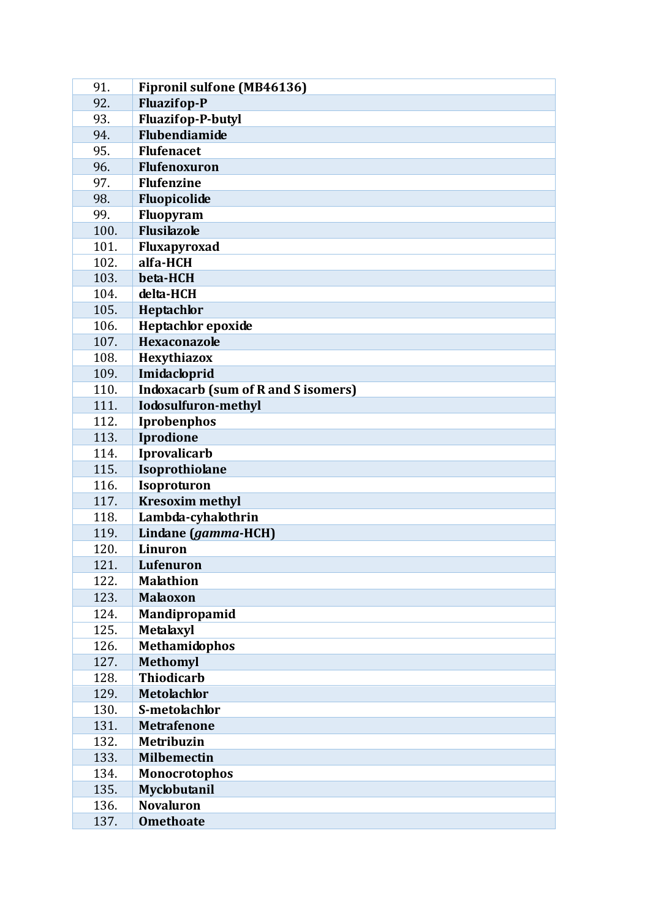| | |
|---|---|
| 91. | **Fipronil sulfone (MB46136)** |
| 92. | **Fluazifop-P** |
| 93. | **Fluazifop-P-butyl** |
| 94. | **Flubendiamide** |
| 95. | **Flufenacet** |
| 96. | **Flufenoxuron** |
| 97. | **Flufenzine** |
| 98. | **Fluopicolide** |
| 99. | **Fluopyram** |
| 100. | **Flusilazole** |
| 101. | **Fluxapyroxad** |
| 102. | **alfa-HCH** |
| 103. | **beta-HCH** |
| 104. | **delta-HCH** |
| 105. | **Heptachlor** |
| 106. | **Heptachlor epoxide** |
| 107. | **Hexaconazole** |
| 108. | **Hexythiazox** |
| 109. | **Imidacloprid** |
| 110. | **Indoxacarb (sum of R and S isomers)** |
| 111. | **Iodosulfuron-methyl** |
| 112. | **Iprobenphos** |
| 113. | **Iprodione** |
| 114. | **Iprovalicarb** |
| 115. | **Isoprothiolane** |
| 116. | **Isoproturon** |
| 117. | **Kresoxim methyl** |
| 118. | **Lambda-cyhalothrin** |
| 119. | **Lindane (*gamma*-HCH)** |
| 120. | **Linuron** |
| 121. | **Lufenuron** |
| 122. | **Malathion** |
| 123. | **Malaoxon** |
| 124. | **Mandipropamid** |
| 125. | **Metalaxyl** |
| 126. | **Methamidophos** |
| 127. | **Methomyl** |
| 128. | **Thiodicarb** |
| 129. | **Metolachlor** |
| 130. | **S-metolachlor** |
| 131. | **Metrafenone** |
| 132. | **Metribuzin** |
| 133. | **Milbemectin** |
| 134. | **Monocrotophos** |
| 135. | **Myclobutanil** |
| 136. | **Novaluron** |
| 137. | **Omethoate** |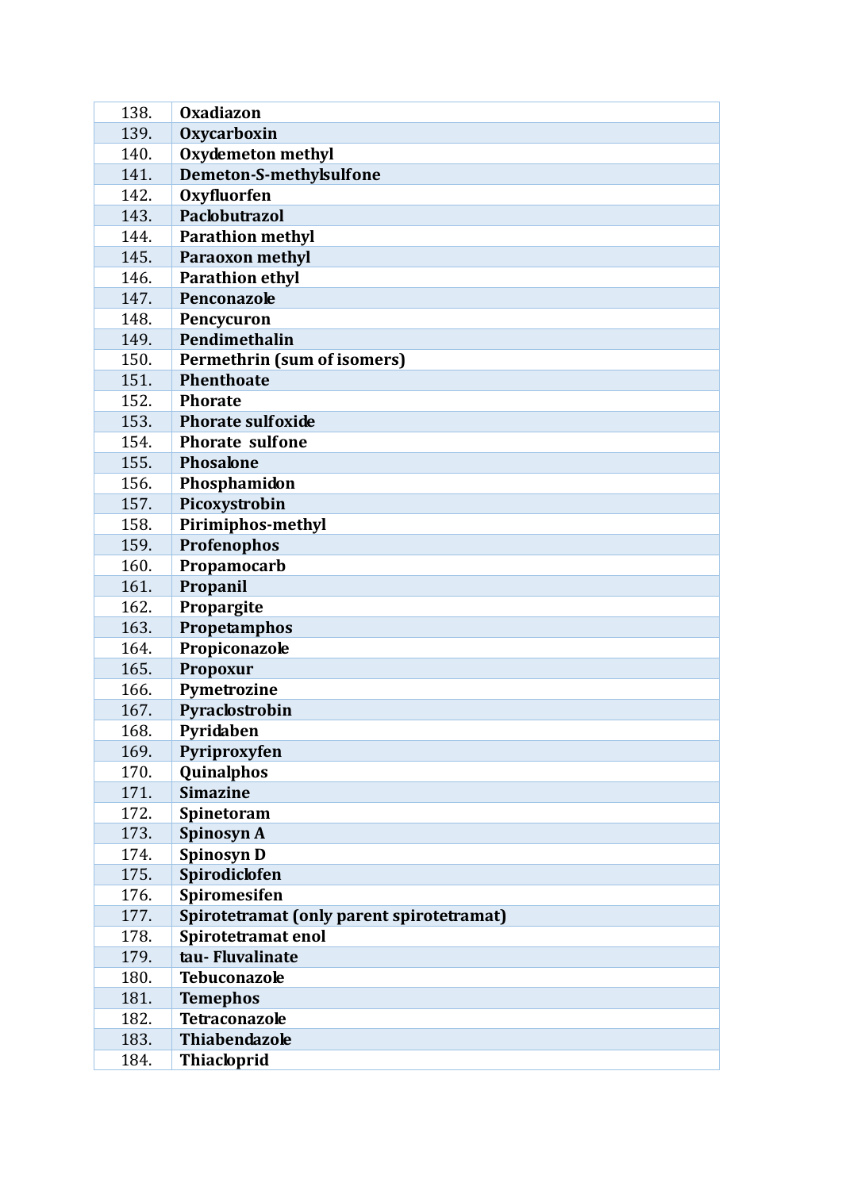| | |
|---|---|
| 138. | **Oxadiazon** |
| 139. | **Oxycarboxin** |
| 140. | **Oxydemeton methyl** |
| 141. | **Demeton-S-methylsulfone** |
| 142. | **Oxyfluorfen** |
| 143. | **Paclobutrazol** |
| 144. | **Parathion methyl** |
| 145. | **Paraoxon methyl** |
| 146. | **Parathion ethyl** |
| 147. | **Penconazole** |
| 148. | **Pencycuron** |
| 149. | **Pendimethalin** |
| 150. | **Permethrin (sum of isomers)** |
| 151. | **Phenthoate** |
| 152. | **Phorate** |
| 153. | **Phorate sulfoxide** |
| 154. | **Phorate sulfone** |
| 155. | **Phosalone** |
| 156. | **Phosphamidon** |
| 157. | **Picoxystrobin** |
| 158. | **Pirimiphos-methyl** |
| 159. | **Profenophos** |
| 160. | **Propamocarb** |
| 161. | **Propanil** |
| 162. | **Propargite** |
| 163. | **Propetamphos** |
| 164. | **Propiconazole** |
| 165. | **Propoxur** |
| 166. | **Pymetrozine** |
| 167. | **Pyraclostrobin** |
| 168. | **Pyridaben** |
| 169. | **Pyriproxyfen** |
| 170. | **Quinalphos** |
| 171. | **Simazine** |
| 172. | **Spinetoram** |
| 173. | **Spinosyn A** |
| 174. | **Spinosyn D** |
| 175. | **Spirodiclofen** |
| 176. | **Spiromesifen** |
| 177. | **Spirotetramat (only parent spirotetramat)** |
| 178. | **Spirotetramat enol** |
| 179. | **tau- Fluvalinate** |
| 180. | **Tebuconazole** |
| 181. | **Temephos** |
| 182. | **Tetraconazole** |
| 183. | **Thiabendazole** |
| 184. | **Thiacloprid** |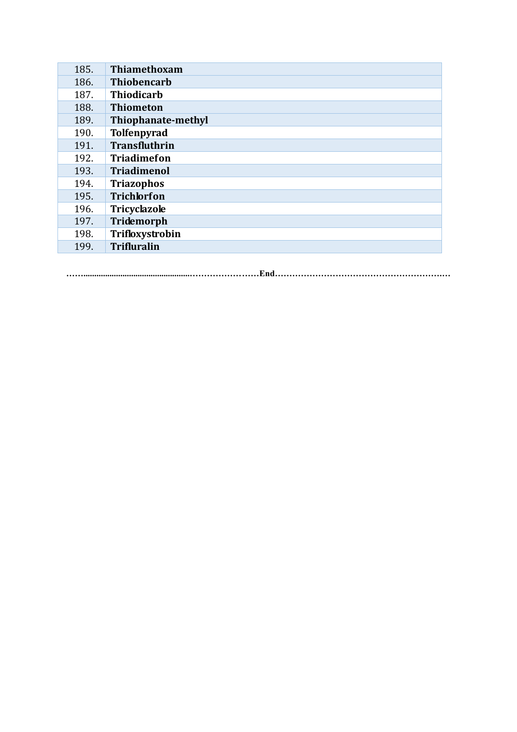| | |
|---|---|
| 185. | **Thiamethoxam** |
| 186. | **Thiobencarb** |
| 187. | **Thiodicarb** |
| 188. | **Thiometon** |
| 189. | **Thiophanate-methyl** |
| 190. | **Tolfenpyrad** |
| 191. | **Transfluthrin** |
| 192. | **Triadimefon** |
| 193. | **Triadimenol** |
| 194. | **Triazophos** |
| 195. | **Trichlorfon** |
| 196. | **Tricyclazole** |
| 197. | **Tridemorph** |
| 198. | **Trifloxystrobin** |
| 199. | **Trifluralin** |

……………………………………………………………………**End**……………………………………………………………